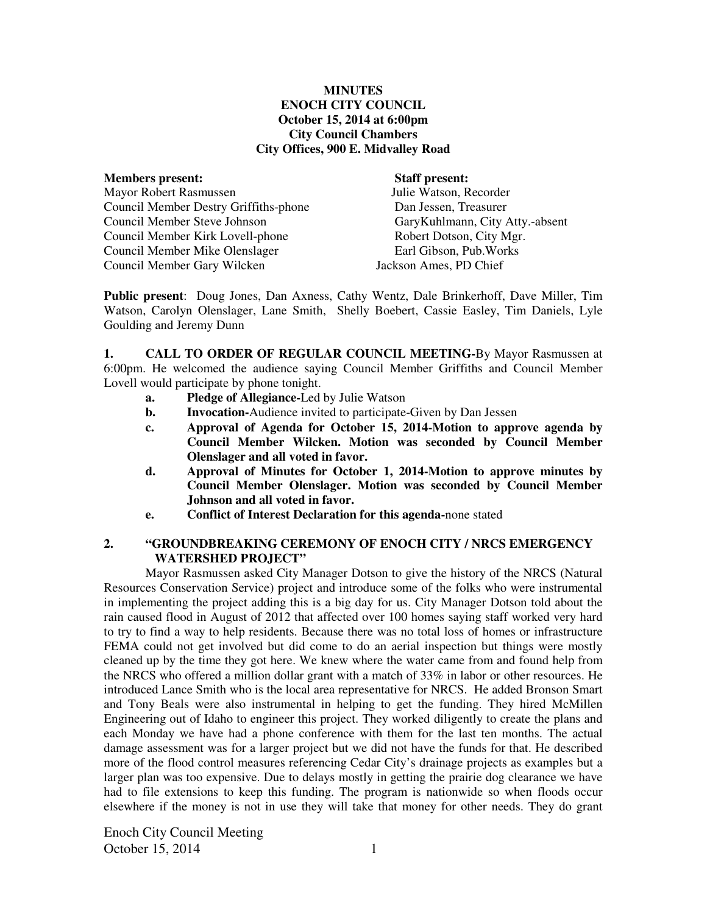**MINUTES**
**ENOCH CITY COUNCIL**
**October 15, 2014 at 6:00pm**
**City Council Chambers**
**City Offices, 900 E. Midvalley Road**

| **Members present:** | **Staff present:** |
|---|---|
| Mayor Robert Rasmussen | Julie Watson, Recorder |
| Council Member Destry Griffiths-phone | Dan Jessen, Treasurer |
| Council Member Steve Johnson | GaryKuhlmann, City Atty.-absent |
| Council Member Kirk Lovell-phone | Robert Dotson, City Mgr. |
| Council Member Mike Olenslager | Earl Gibson, Pub.Works |
| Council Member Gary Wilcken | Jackson Ames, PD Chief |

**Public present**: Doug Jones, Dan Axness, Cathy Wentz, Dale Brinkerhoff, Dave Miller, Tim Watson, Carolyn Olenslager, Lane Smith, Shelly Boebert, Cassie Easley, Tim Daniels, Lyle Goulding and Jeremy Dunn

**1. CALL TO ORDER OF REGULAR COUNCIL MEETING-**By Mayor Rasmussen at 6:00pm. He welcomed the audience saying Council Member Griffiths and Council Member Lovell would participate by phone tonight.

- **a. Pledge of Allegiance-**Led by Julie Watson
- **b. Invocation-**Audience invited to participate-Given by Dan Jessen
- **c. Approval of Agenda for October 15, 2014-Motion to approve agenda by Council Member Wilcken. Motion was seconded by Council Member Olenslager and all voted in favor.**
- **d. Approval of Minutes for October 1, 2014-Motion to approve minutes by Council Member Olenslager. Motion was seconded by Council Member Johnson and all voted in favor.**
- **e. Conflict of Interest Declaration for this agenda-**none stated

**2. "GROUNDBREAKING CEREMONY OF ENOCH CITY / NRCS EMERGENCY WATERSHED PROJECT"**

Mayor Rasmussen asked City Manager Dotson to give the history of the NRCS (Natural Resources Conservation Service) project and introduce some of the folks who were instrumental in implementing the project adding this is a big day for us. City Manager Dotson told about the rain caused flood in August of 2012 that affected over 100 homes saying staff worked very hard to try to find a way to help residents. Because there was no total loss of homes or infrastructure FEMA could not get involved but did come to do an aerial inspection but things were mostly cleaned up by the time they got here. We knew where the water came from and found help from the NRCS who offered a million dollar grant with a match of 33% in labor or other resources. He introduced Lance Smith who is the local area representative for NRCS. He added Bronson Smart and Tony Beals were also instrumental in helping to get the funding. They hired McMillen Engineering out of Idaho to engineer this project. They worked diligently to create the plans and each Monday we have had a phone conference with them for the last ten months. The actual damage assessment was for a larger project but we did not have the funds for that. He described more of the flood control measures referencing Cedar City's drainage projects as examples but a larger plan was too expensive. Due to delays mostly in getting the prairie dog clearance we have had to file extensions to keep this funding. The program is nationwide so when floods occur elsewhere if the money is not in use they will take that money for other needs. They do grant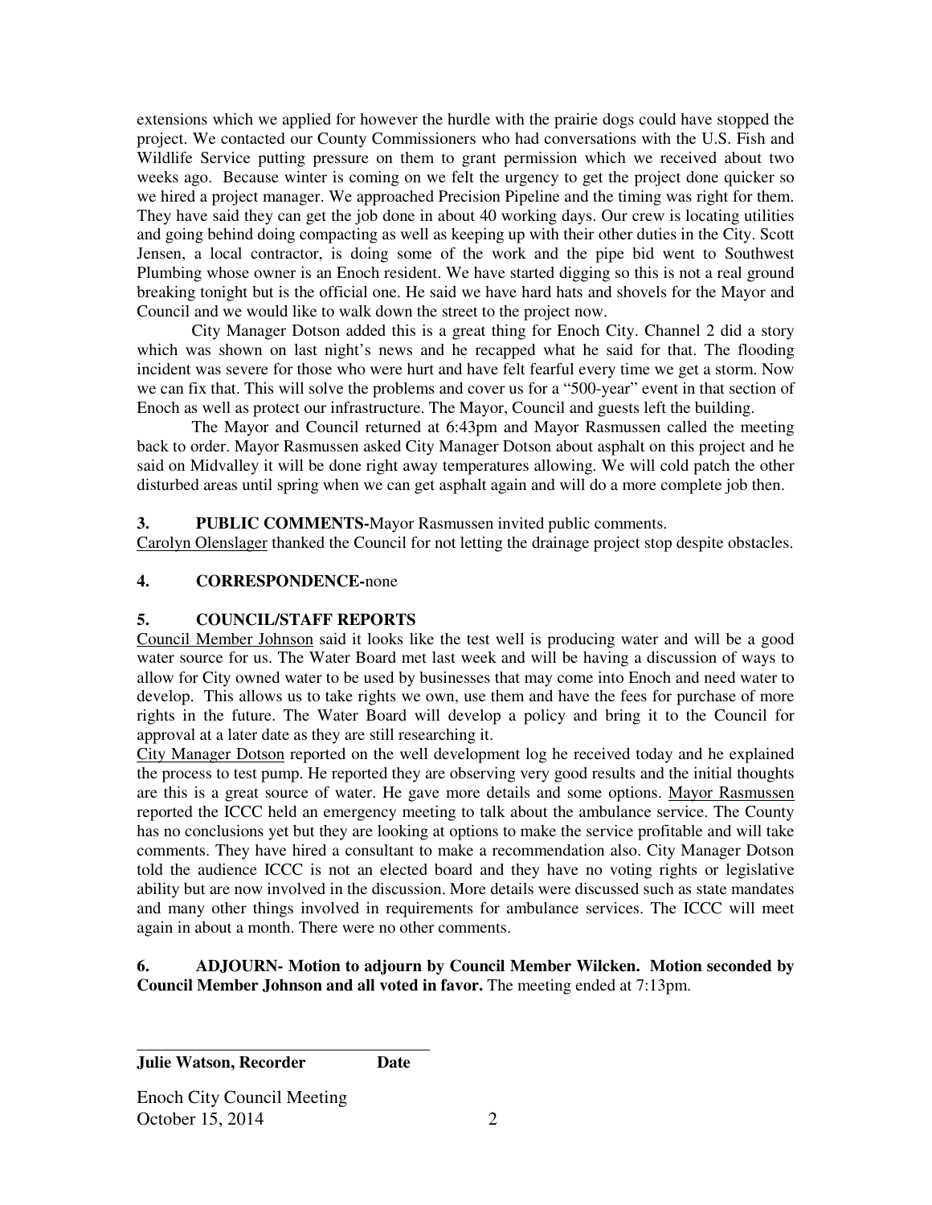extensions which we applied for however the hurdle with the prairie dogs could have stopped the project. We contacted our County Commissioners who had conversations with the U.S. Fish and Wildlife Service putting pressure on them to grant permission which we received about two weeks ago. Because winter is coming on we felt the urgency to get the project done quicker so we hired a project manager. We approached Precision Pipeline and the timing was right for them. They have said they can get the job done in about 40 working days. Our crew is locating utilities and going behind doing compacting as well as keeping up with their other duties in the City. Scott Jensen, a local contractor, is doing some of the work and the pipe bid went to Southwest Plumbing whose owner is an Enoch resident. We have started digging so this is not a real ground breaking tonight but is the official one. He said we have hard hats and shovels for the Mayor and Council and we would like to walk down the street to the project now.

City Manager Dotson added this is a great thing for Enoch City. Channel 2 did a story which was shown on last night's news and he recapped what he said for that. The flooding incident was severe for those who were hurt and have felt fearful every time we get a storm. Now we can fix that. This will solve the problems and cover us for a "500-year" event in that section of Enoch as well as protect our infrastructure. The Mayor, Council and guests left the building.

The Mayor and Council returned at 6:43pm and Mayor Rasmussen called the meeting back to order. Mayor Rasmussen asked City Manager Dotson about asphalt on this project and he said on Midvalley it will be done right away temperatures allowing. We will cold patch the other disturbed areas until spring when we can get asphalt again and will do a more complete job then.

**3. PUBLIC COMMENTS-**Mayor Rasmussen invited public comments.
Carolyn Olenslager thanked the Council for not letting the drainage project stop despite obstacles.

**4. CORRESPONDENCE-**none

**5. COUNCIL/STAFF REPORTS**

Council Member Johnson said it looks like the test well is producing water and will be a good water source for us. The Water Board met last week and will be having a discussion of ways to allow for City owned water to be used by businesses that may come into Enoch and need water to develop. This allows us to take rights we own, use them and have the fees for purchase of more rights in the future. The Water Board will develop a policy and bring it to the Council for approval at a later date as they are still researching it.
City Manager Dotson reported on the well development log he received today and he explained the process to test pump. He reported they are observing very good results and the initial thoughts are this is a great source of water. He gave more details and some options. Mayor Rasmussen reported the ICCC held an emergency meeting to talk about the ambulance service. The County has no conclusions yet but they are looking at options to make the service profitable and will take comments. They have hired a consultant to make a recommendation also. City Manager Dotson told the audience ICCC is not an elected board and they have no voting rights or legislative ability but are now involved in the discussion. More details were discussed such as state mandates and many other things involved in requirements for ambulance services. The ICCC will meet again in about a month. There were no other comments.

**6. ADJOURN- Motion to adjourn by Council Member Wilcken. Motion seconded by Council Member Johnson and all voted in favor.** The meeting ended at 7:13pm.

\_\_\_\_\_\_\_\_\_\_\_\_\_\_\_\_\_\_\_\_\_\_\_\_\_\_\_\_\_\_\_\_\_\_\_
**Julie Watson, Recorder Date**